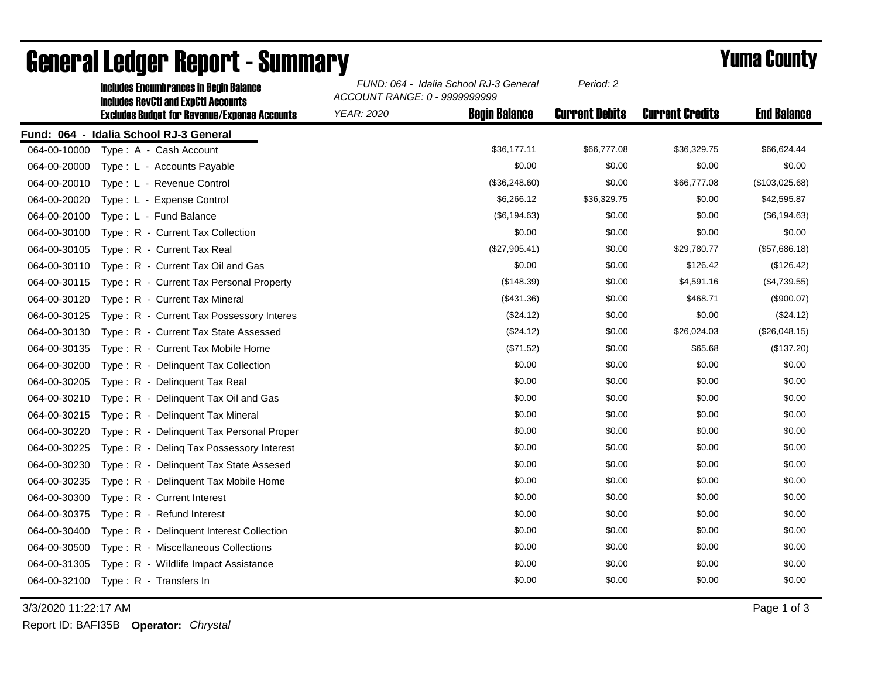# General Ledger Report - Summary

**Yuma County**

**Includes Encumbrances in Begin Balance**
**Includes RevCtl and ExpCtl Accounts**
**Excludes Budget for Revenue/Expense Accounts**

*FUND: 064 - Idalia School RJ-3 General*
*ACCOUNT RANGE: 0 - 9999999999*
*YEAR: 2020*
*Period: 2*

**Fund: 064 - Idalia School RJ-3 General**

| Account | Description | Begin Balance | Current Debits | Current Credits | End Balance |
|---|---|---|---|---|---|
| 064-00-10000 | Type : A - Cash Account | $36,177.11 | $66,777.08 | $36,329.75 | $66,624.44 |
| 064-00-20000 | Type : L - Accounts Payable | $0.00 | $0.00 | $0.00 | $0.00 |
| 064-00-20010 | Type : L - Revenue Control | ($36,248.60) | $0.00 | $66,777.08 | ($103,025.68) |
| 064-00-20020 | Type : L - Expense Control | $6,266.12 | $36,329.75 | $0.00 | $42,595.87 |
| 064-00-20100 | Type : L - Fund Balance | ($6,194.63) | $0.00 | $0.00 | ($6,194.63) |
| 064-00-30100 | Type : R - Current Tax Collection | $0.00 | $0.00 | $0.00 | $0.00 |
| 064-00-30105 | Type : R - Current Tax Real | ($27,905.41) | $0.00 | $29,780.77 | ($57,686.18) |
| 064-00-30110 | Type : R - Current Tax Oil and Gas | $0.00 | $0.00 | $126.42 | ($126.42) |
| 064-00-30115 | Type : R - Current Tax Personal Property | ($148.39) | $0.00 | $4,591.16 | ($4,739.55) |
| 064-00-30120 | Type : R - Current Tax Mineral | ($431.36) | $0.00 | $468.71 | ($900.07) |
| 064-00-30125 | Type : R - Current Tax Possessory Interes | ($24.12) | $0.00 | $0.00 | ($24.12) |
| 064-00-30130 | Type : R - Current Tax State Assessed | ($24.12) | $0.00 | $26,024.03 | ($26,048.15) |
| 064-00-30135 | Type : R - Current Tax Mobile Home | ($71.52) | $0.00 | $65.68 | ($137.20) |
| 064-00-30200 | Type : R - Delinquent Tax Collection | $0.00 | $0.00 | $0.00 | $0.00 |
| 064-00-30205 | Type : R - Delinquent Tax Real | $0.00 | $0.00 | $0.00 | $0.00 |
| 064-00-30210 | Type : R - Delinquent Tax Oil and Gas | $0.00 | $0.00 | $0.00 | $0.00 |
| 064-00-30215 | Type : R - Delinquent Tax Mineral | $0.00 | $0.00 | $0.00 | $0.00 |
| 064-00-30220 | Type : R - Delinquent Tax Personal Proper | $0.00 | $0.00 | $0.00 | $0.00 |
| 064-00-30225 | Type : R - Delinq Tax Possessory Interest | $0.00 | $0.00 | $0.00 | $0.00 |
| 064-00-30230 | Type : R - Delinquent Tax State Assesed | $0.00 | $0.00 | $0.00 | $0.00 |
| 064-00-30235 | Type : R - Delinquent Tax Mobile Home | $0.00 | $0.00 | $0.00 | $0.00 |
| 064-00-30300 | Type : R - Current Interest | $0.00 | $0.00 | $0.00 | $0.00 |
| 064-00-30375 | Type : R - Refund Interest | $0.00 | $0.00 | $0.00 | $0.00 |
| 064-00-30400 | Type : R - Delinquent Interest Collection | $0.00 | $0.00 | $0.00 | $0.00 |
| 064-00-30500 | Type : R - Miscellaneous Collections | $0.00 | $0.00 | $0.00 | $0.00 |
| 064-00-31305 | Type : R - Wildlife Impact Assistance | $0.00 | $0.00 | $0.00 | $0.00 |
| 064-00-32100 | Type : R - Transfers In | $0.00 | $0.00 | $0.00 | $0.00 |

3/3/2020 11:22:17 AM

Report ID: BAFI35B **Operator:** *Chrystal*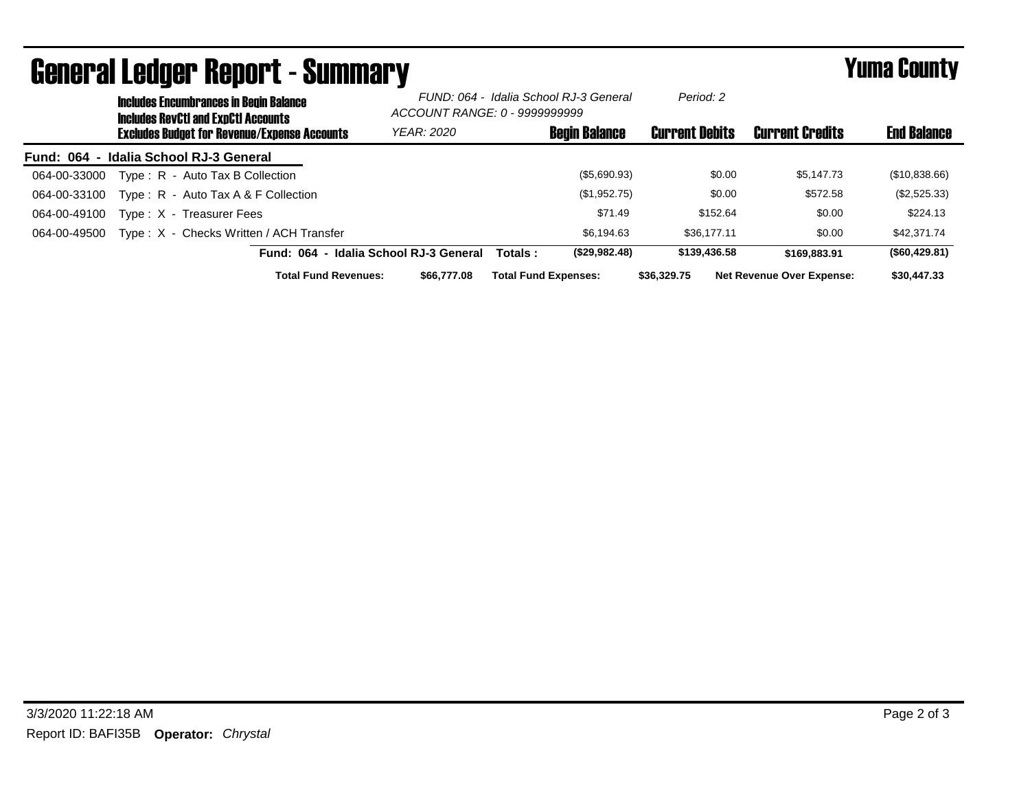# General Ledger Report - Summary

**Yuma County**

**Includes Encumbrances in Begin Balance**
**Includes RevCtl and ExpCtl Accounts**
**Excludes Budget for Revenue/Expense Accounts**

*FUND: 064 - Idalia School RJ-3 General*
*ACCOUNT RANGE: 0 - 9999999999*
*YEAR: 2020*
*Period: 2*

**Fund: 064 - Idalia School RJ-3 General**

| Account | Description | Begin Balance | Current Debits | Current Credits | End Balance |
|---|---|---|---|---|---|
| 064-00-33000 | Type : R - Auto Tax B Collection | ($5,690.93) | $0.00 | $5,147.73 | ($10,838.66) |
| 064-00-33100 | Type : R - Auto Tax A & F Collection | ($1,952.75) | $0.00 | $572.58 | ($2,525.33) |
| 064-00-49100 | Type : X - Treasurer Fees | $71.49 | $152.64 | $0.00 | $224.13 |
| 064-00-49500 | Type : X - Checks Written / ACH Transfer | $6,194.63 | $36,177.11 | $0.00 | $42,371.74 |
| | **Fund: 064 - Idalia School RJ-3 General Totals :** | **($29,982.48)** | **$139,436.58** | **$169,883.91** | **($60,429.81)** |

| Total Fund Revenues: | $66,777.08 | Total Fund Expenses: | $36,329.75 | Net Revenue Over Expense: | $30,447.33 |
|---|---|---|---|---|---|

3/3/2020 11:22:18 AM

Report ID: BAFI35B **Operator:** *Chrystal*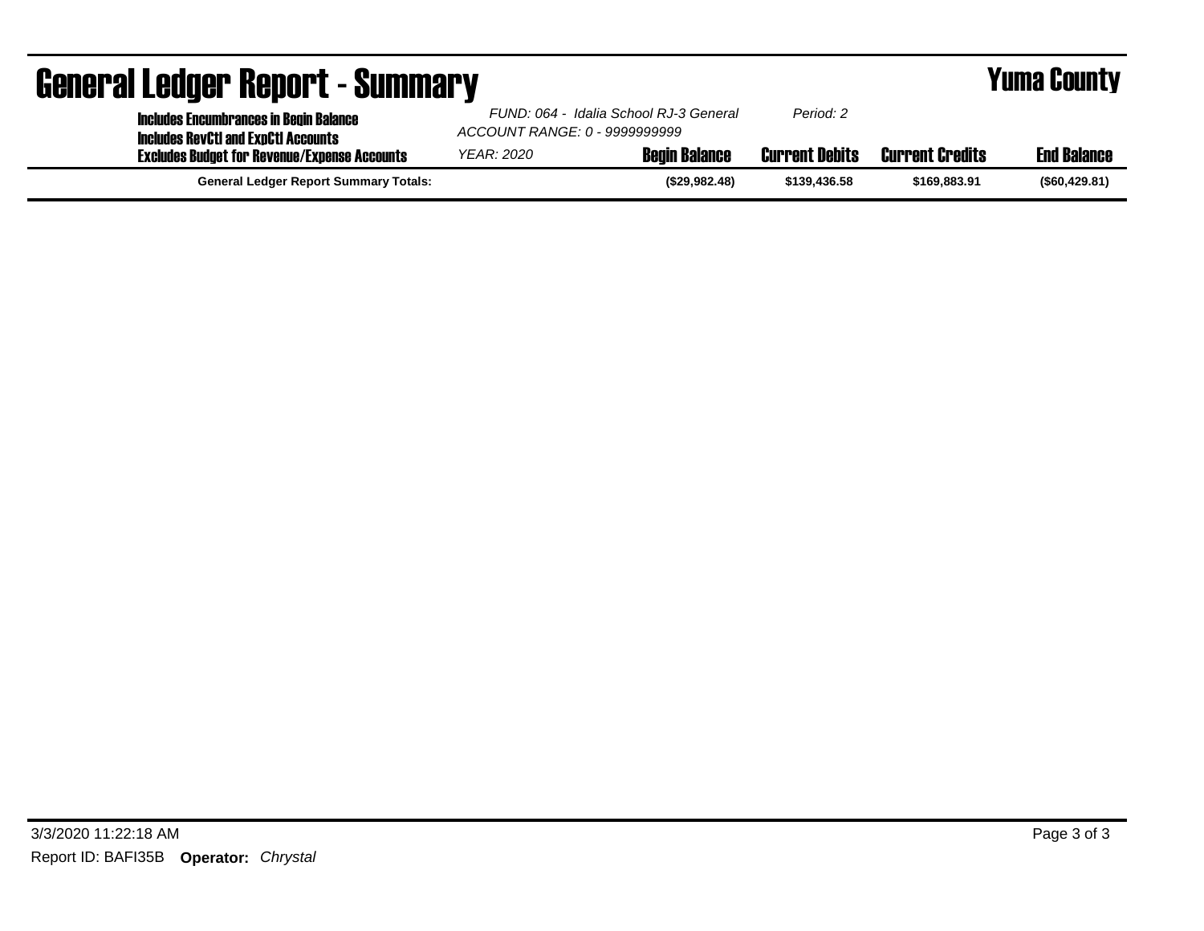# General Ledger Report - Summary

## Yuma County

**Includes Encumbrances in Begin Balance**
**Includes RevCtl and ExpCtl Accounts**
**Excludes Budget for Revenue/Expense Accounts**

*FUND: 064 - Idalia School RJ-3 General*
*ACCOUNT RANGE: 0 - 9999999999*
*YEAR: 2020*
*Period: 2*

| | Begin Balance | Current Debits | Current Credits | End Balance |
|---|---|---|---|---|
| **General Ledger Report Summary Totals:** | **($29,982.48)** | **$139,436.58** | **$169,883.91** | **($60,429.81)** |

3/3/2020 11:22:18 AM

Report ID: BAFI35B **Operator:** *Chrystal*